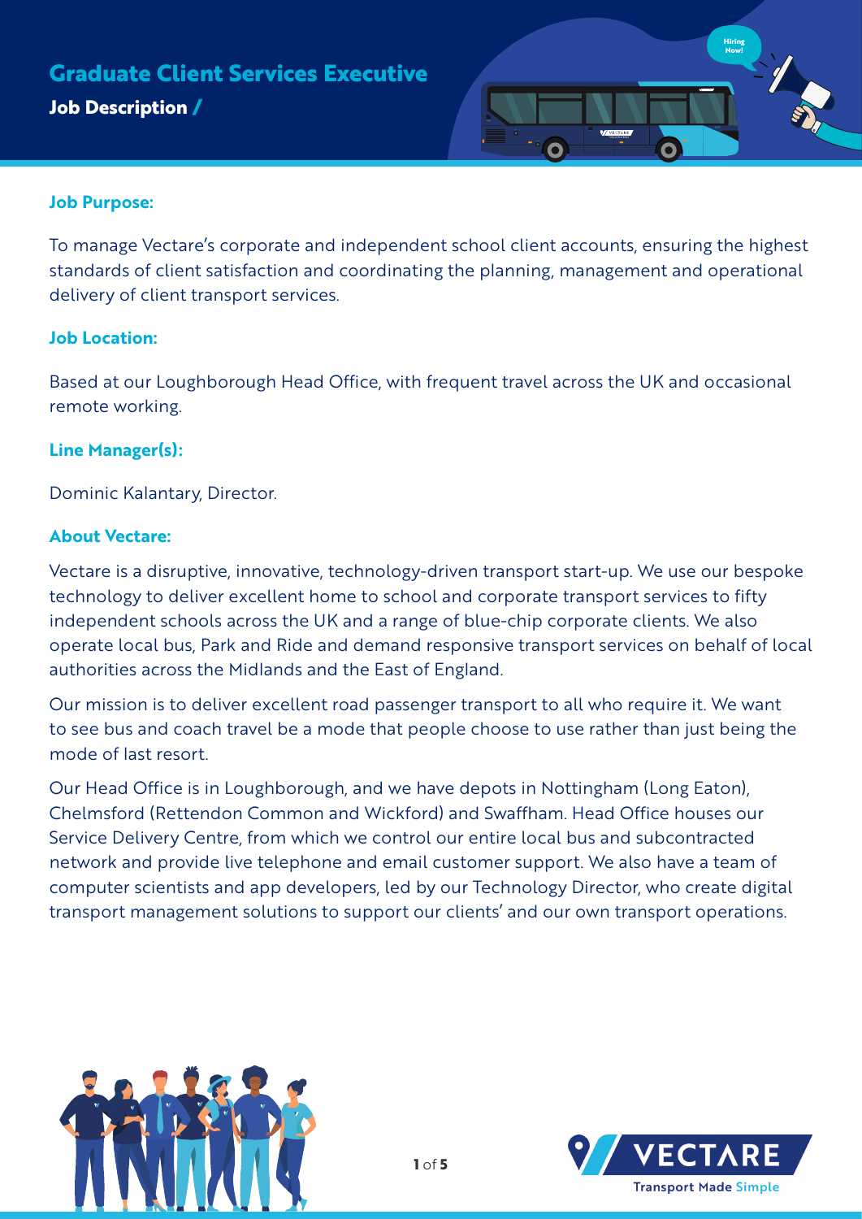# Graduate Client Services Executive

**Job Description /**

## Job Purpose:

To manage Vectare's corporate and independent school client accounts, ensuring the highest standards of client satisfaction and coordinating the planning, management and operational delivery of client transport services.

## Job Location:

Based at our Loughborough Head Office, with frequent travel across the UK and occasional remote working.

## Line Manager(s):

Dominic Kalantary, Director.

## About Vectare:

Vectare is a disruptive, innovative, technology-driven transport start-up. We use our bespoke technology to deliver excellent home to school and corporate transport services to fifty independent schools across the UK and a range of blue-chip corporate clients. We also operate local bus, Park and Ride and demand responsive transport services on behalf of local authorities across the Midlands and the East of England.

Our mission is to deliver excellent road passenger transport to all who require it. We want to see bus and coach travel be a mode that people choose to use rather than just being the mode of last resort.

Our Head Office is in Loughborough, and we have depots in Nottingham (Long Eaton), Chelmsford (Rettendon Common and Wickford) and Swaffham. Head Office houses our Service Delivery Centre, from which we control our entire local bus and subcontracted network and provide live telephone and email customer support. We also have a team of computer scientists and app developers, led by our Technology Director, who create digital transport management solutions to support our clients' and our own transport operations.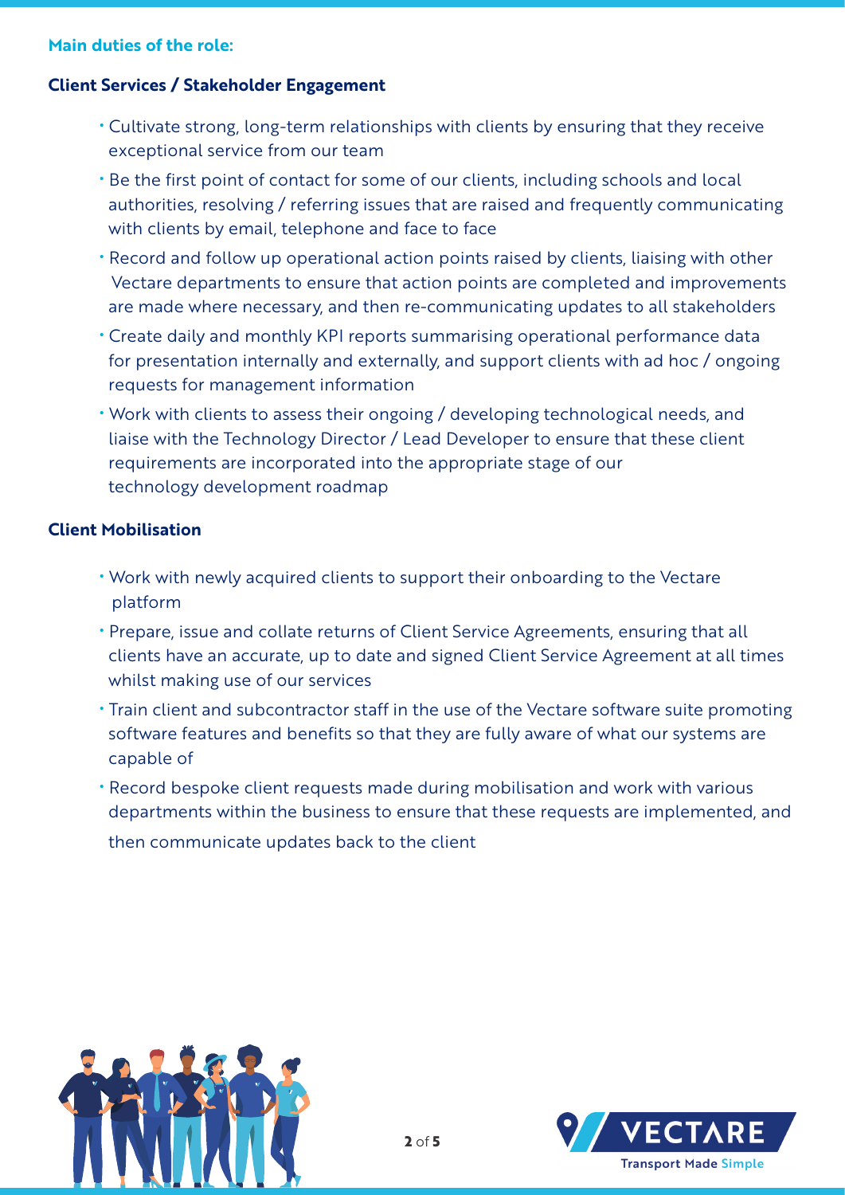**Main duties of the role:**

### Client Services / Stakeholder Engagement

- Cultivate strong, long-term relationships with clients by ensuring that they receive exceptional service from our team
- Be the first point of contact for some of our clients, including schools and local authorities, resolving / referring issues that are raised and frequently communicating with clients by email, telephone and face to face
- Record and follow up operational action points raised by clients, liaising with other Vectare departments to ensure that action points are completed and improvements are made where necessary, and then re-communicating updates to all stakeholders
- Create daily and monthly KPI reports summarising operational performance data for presentation internally and externally, and support clients with ad hoc / ongoing requests for management information
- Work with clients to assess their ongoing / developing technological needs, and liaise with the Technology Director / Lead Developer to ensure that these client requirements are incorporated into the appropriate stage of our technology development roadmap

### Client Mobilisation

- Work with newly acquired clients to support their onboarding to the Vectare platform
- Prepare, issue and collate returns of Client Service Agreements, ensuring that all clients have an accurate, up to date and signed Client Service Agreement at all times whilst making use of our services
- Train client and subcontractor staff in the use of the Vectare software suite promoting software features and benefits so that they are fully aware of what our systems are capable of
- Record bespoke client requests made during mobilisation and work with various departments within the business to ensure that these requests are implemented, and then communicate updates back to the client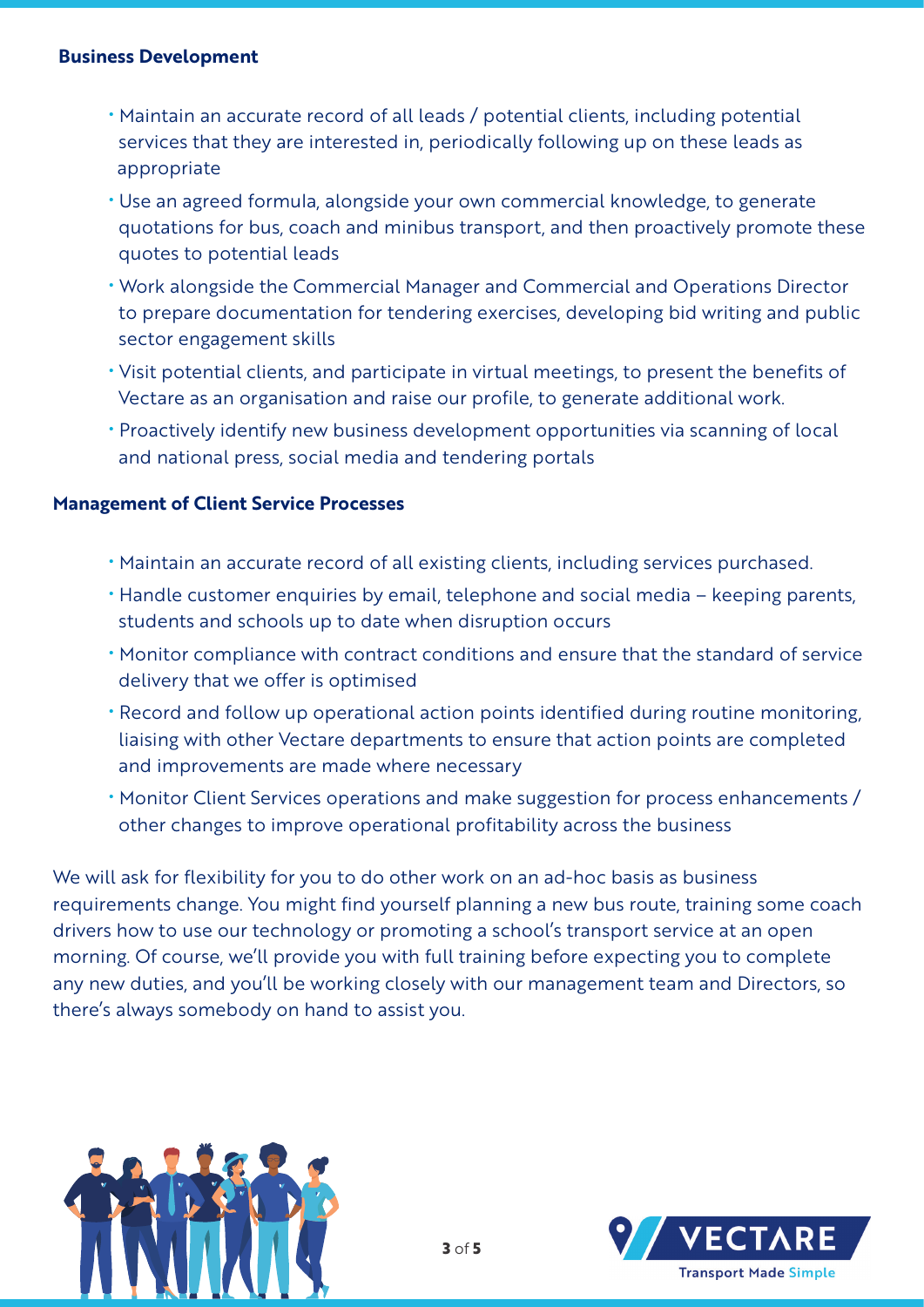## Business Development

- Maintain an accurate record of all leads / potential clients, including potential services that they are interested in, periodically following up on these leads as appropriate
- Use an agreed formula, alongside your own commercial knowledge, to generate quotations for bus, coach and minibus transport, and then proactively promote these quotes to potential leads
- Work alongside the Commercial Manager and Commercial and Operations Director to prepare documentation for tendering exercises, developing bid writing and public sector engagement skills
- Visit potential clients, and participate in virtual meetings, to present the benefits of Vectare as an organisation and raise our profile, to generate additional work.
- Proactively identify new business development opportunities via scanning of local and national press, social media and tendering portals

## Management of Client Service Processes

- Maintain an accurate record of all existing clients, including services purchased.
- Handle customer enquiries by email, telephone and social media – keeping parents, students and schools up to date when disruption occurs
- Monitor compliance with contract conditions and ensure that the standard of service delivery that we offer is optimised
- Record and follow up operational action points identified during routine monitoring, liaising with other Vectare departments to ensure that action points are completed and improvements are made where necessary
- Monitor Client Services operations and make suggestion for process enhancements / other changes to improve operational profitability across the business

We will ask for flexibility for you to do other work on an ad-hoc basis as business requirements change. You might find yourself planning a new bus route, training some coach drivers how to use our technology or promoting a school's transport service at an open morning. Of course, we'll provide you with full training before expecting you to complete any new duties, and you'll be working closely with our management team and Directors, so there's always somebody on hand to assist you.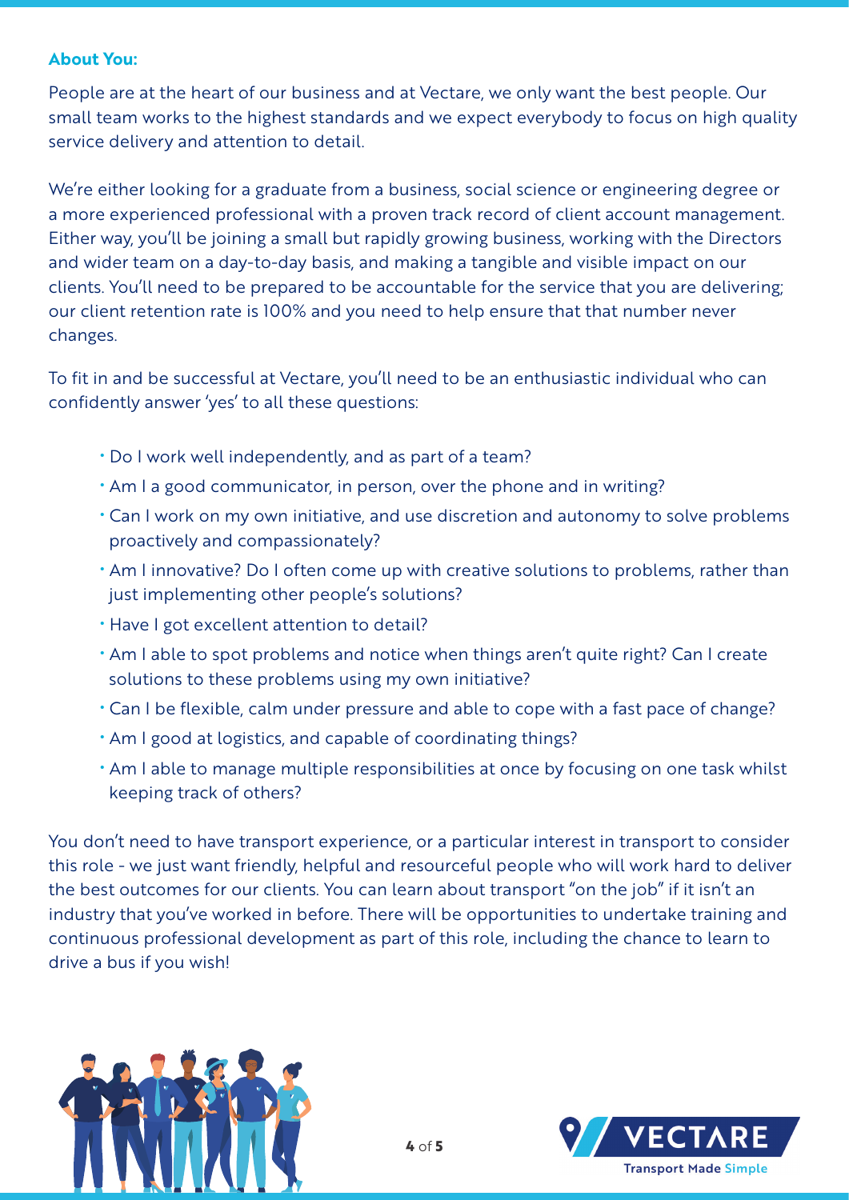**About You:**

People are at the heart of our business and at Vectare, we only want the best people. Our small team works to the highest standards and we expect everybody to focus on high quality service delivery and attention to detail.

We're either looking for a graduate from a business, social science or engineering degree or a more experienced professional with a proven track record of client account management. Either way, you'll be joining a small but rapidly growing business, working with the Directors and wider team on a day-to-day basis, and making a tangible and visible impact on our clients. You'll need to be prepared to be accountable for the service that you are delivering; our client retention rate is 100% and you need to help ensure that that number never changes.

To fit in and be successful at Vectare, you'll need to be an enthusiastic individual who can confidently answer 'yes' to all these questions:

- Do I work well independently, and as part of a team?
- Am I a good communicator, in person, over the phone and in writing?
- Can I work on my own initiative, and use discretion and autonomy to solve problems proactively and compassionately?
- Am I innovative? Do I often come up with creative solutions to problems, rather than just implementing other people's solutions?
- Have I got excellent attention to detail?
- Am I able to spot problems and notice when things aren't quite right? Can I create solutions to these problems using my own initiative?
- Can I be flexible, calm under pressure and able to cope with a fast pace of change?
- Am I good at logistics, and capable of coordinating things?
- Am I able to manage multiple responsibilities at once by focusing on one task whilst keeping track of others?

You don't need to have transport experience, or a particular interest in transport to consider this role - we just want friendly, helpful and resourceful people who will work hard to deliver the best outcomes for our clients. You can learn about transport "on the job" if it isn't an industry that you've worked in before. There will be opportunities to undertake training and continuous professional development as part of this role, including the chance to learn to drive a bus if you wish!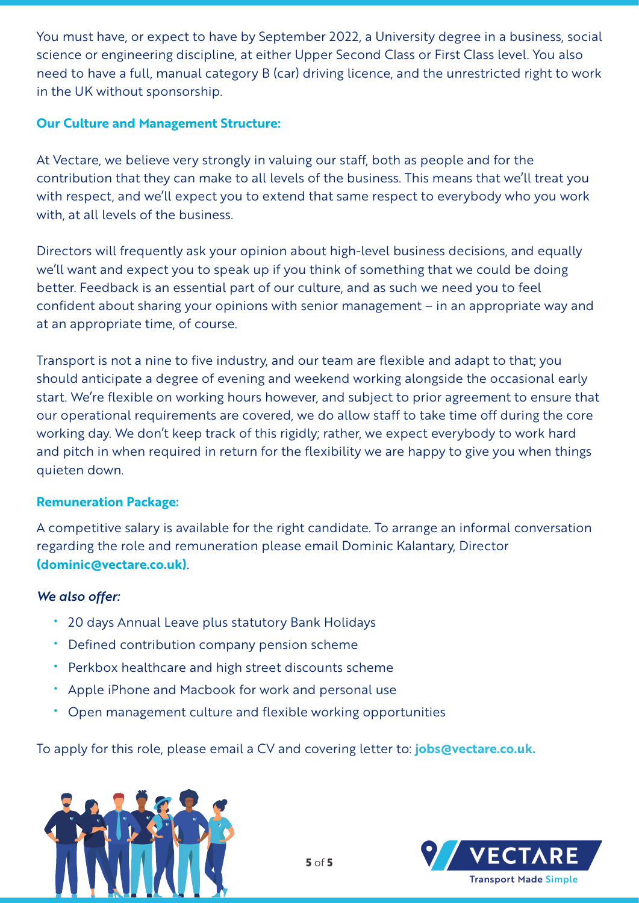You must have, or expect to have by September 2022, a University degree in a business, social science or engineering discipline, at either Upper Second Class or First Class level. You also need to have a full, manual category B (car) driving licence, and the unrestricted right to work in the UK without sponsorship.

### Our Culture and Management Structure:

At Vectare, we believe very strongly in valuing our staff, both as people and for the contribution that they can make to all levels of the business. This means that we'll treat you with respect, and we'll expect you to extend that same respect to everybody who you work with, at all levels of the business.

Directors will frequently ask your opinion about high-level business decisions, and equally we'll want and expect you to speak up if you think of something that we could be doing better. Feedback is an essential part of our culture, and as such we need you to feel confident about sharing your opinions with senior management – in an appropriate way and at an appropriate time, of course.

Transport is not a nine to five industry, and our team are flexible and adapt to that; you should anticipate a degree of evening and weekend working alongside the occasional early start. We're flexible on working hours however, and subject to prior agreement to ensure that our operational requirements are covered, we do allow staff to take time off during the core working day. We don't keep track of this rigidly; rather, we expect everybody to work hard and pitch in when required in return for the flexibility we are happy to give you when things quieten down.

### Remuneration Package:

A competitive salary is available for the right candidate. To arrange an informal conversation regarding the role and remuneration please email Dominic Kalantary, Director **(dominic@vectare.co.uk)**.

*We also offer:*

- 20 days Annual Leave plus statutory Bank Holidays
- Defined contribution company pension scheme
- Perkbox healthcare and high street discounts scheme
- Apple iPhone and Macbook for work and personal use
- Open management culture and flexible working opportunities

To apply for this role, please email a CV and covering letter to: **jobs@vectare.co.uk.**

VECTARE
Transport Made Simple